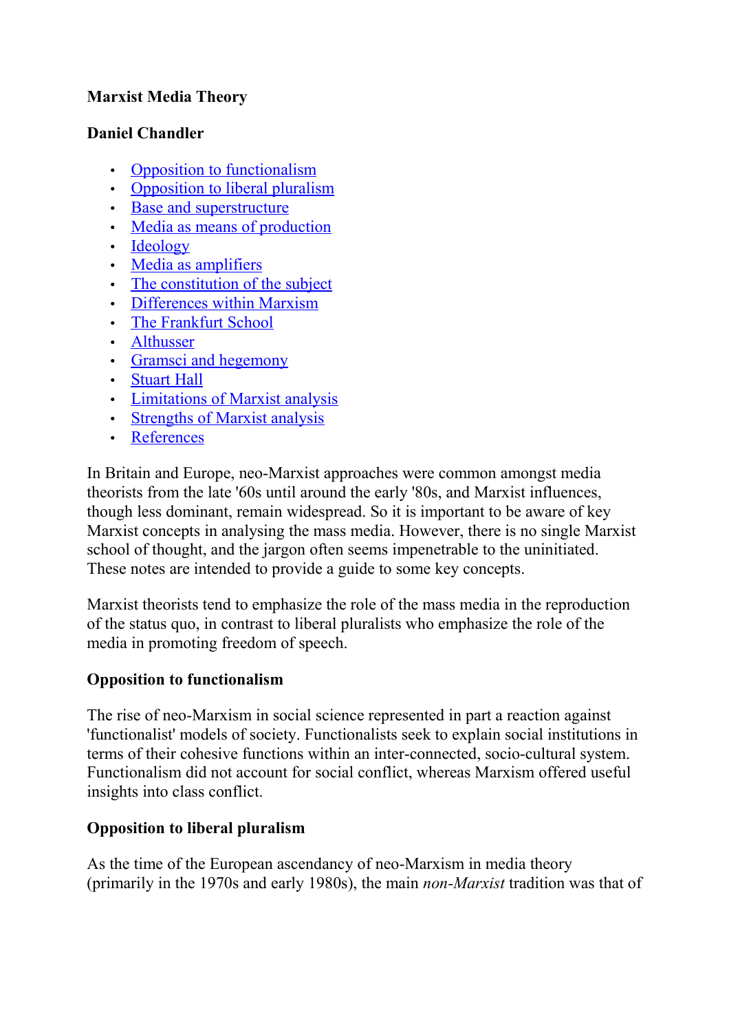**Marxist Media Theory**

**Daniel Chandler**

- Opposition to functionalism
- Opposition to liberal pluralism
- Base and superstructure
- Media as means of production
- Ideology
- Media as amplifiers
- The constitution of the subject
- Differences within Marxism
- The Frankfurt School
- Althusser
- Gramsci and hegemony
- Stuart Hall
- Limitations of Marxist analysis
- Strengths of Marxist analysis
- References

In Britain and Europe, neo-Marxist approaches were common amongst media theorists from the late '60s until around the early '80s, and Marxist influences, though less dominant, remain widespread. So it is important to be aware of key Marxist concepts in analysing the mass media. However, there is no single Marxist school of thought, and the jargon often seems impenetrable to the uninitiated. These notes are intended to provide a guide to some key concepts.

Marxist theorists tend to emphasize the role of the mass media in the reproduction of the status quo, in contrast to liberal pluralists who emphasize the role of the media in promoting freedom of speech.

**Opposition to functionalism**

The rise of neo-Marxism in social science represented in part a reaction against 'functionalist' models of society. Functionalists seek to explain social institutions in terms of their cohesive functions within an inter-connected, socio-cultural system. Functionalism did not account for social conflict, whereas Marxism offered useful insights into class conflict.

**Opposition to liberal pluralism**

As the time of the European ascendancy of neo-Marxism in media theory (primarily in the 1970s and early 1980s), the main *non-Marxist* tradition was that of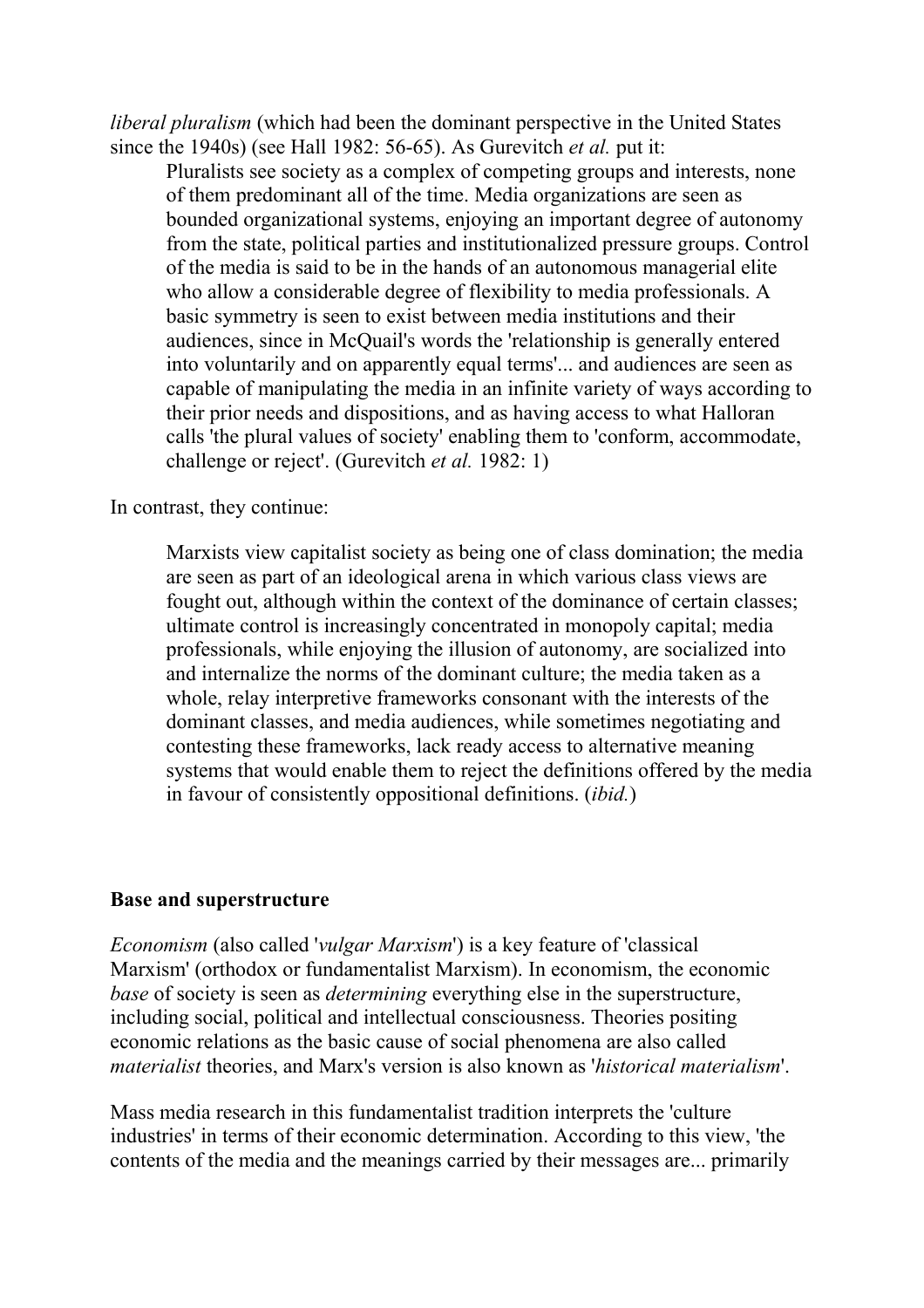*liberal pluralism* (which had been the dominant perspective in the United States since the 1940s) (see Hall 1982: 56-65). As Gurevitch *et al.* put it:

> Pluralists see society as a complex of competing groups and interests, none of them predominant all of the time. Media organizations are seen as bounded organizational systems, enjoying an important degree of autonomy from the state, political parties and institutionalized pressure groups. Control of the media is said to be in the hands of an autonomous managerial elite who allow a considerable degree of flexibility to media professionals. A basic symmetry is seen to exist between media institutions and their audiences, since in McQuail's words the 'relationship is generally entered into voluntarily and on apparently equal terms'... and audiences are seen as capable of manipulating the media in an infinite variety of ways according to their prior needs and dispositions, and as having access to what Halloran calls 'the plural values of society' enabling them to 'conform, accommodate, challenge or reject'. (Gurevitch *et al.* 1982: 1)

In contrast, they continue:

> Marxists view capitalist society as being one of class domination; the media are seen as part of an ideological arena in which various class views are fought out, although within the context of the dominance of certain classes; ultimate control is increasingly concentrated in monopoly capital; media professionals, while enjoying the illusion of autonomy, are socialized into and internalize the norms of the dominant culture; the media taken as a whole, relay interpretive frameworks consonant with the interests of the dominant classes, and media audiences, while sometimes negotiating and contesting these frameworks, lack ready access to alternative meaning systems that would enable them to reject the definitions offered by the media in favour of consistently oppositional definitions. (*ibid.*)

## Base and superstructure

*Economism* (also called '*vulgar Marxism*') is a key feature of 'classical Marxism' (orthodox or fundamentalist Marxism). In economism, the economic *base* of society is seen as *determining* everything else in the superstructure, including social, political and intellectual consciousness. Theories positing economic relations as the basic cause of social phenomena are also called *materialist* theories, and Marx's version is also known as '*historical materialism*'.

Mass media research in this fundamentalist tradition interprets the 'culture industries' in terms of their economic determination. According to this view, 'the contents of the media and the meanings carried by their messages are... primarily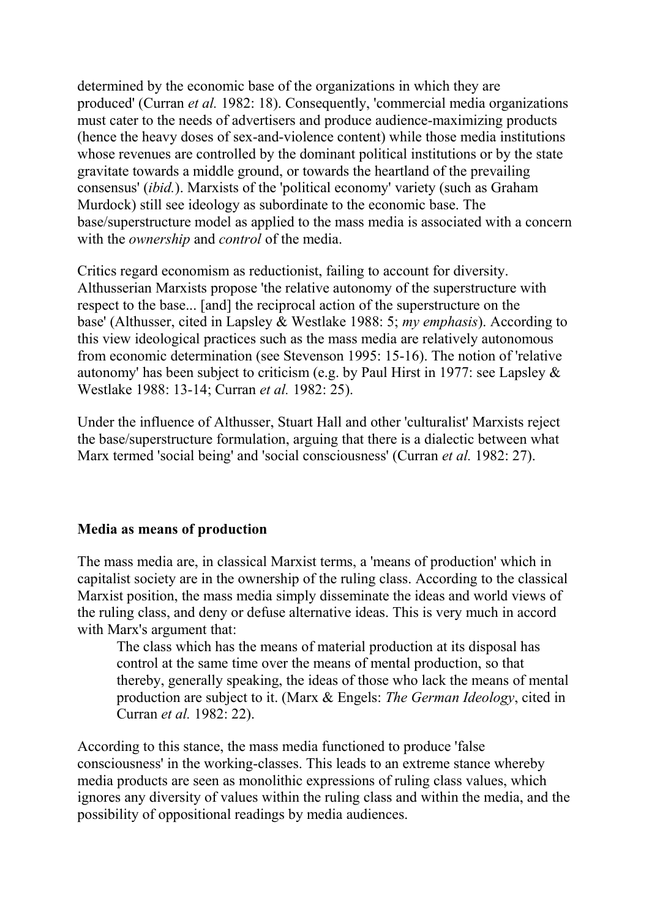determined by the economic base of the organizations in which they are produced' (Curran *et al.* 1982: 18). Consequently, 'commercial media organizations must cater to the needs of advertisers and produce audience-maximizing products (hence the heavy doses of sex-and-violence content) while those media institutions whose revenues are controlled by the dominant political institutions or by the state gravitate towards a middle ground, or towards the heartland of the prevailing consensus' (*ibid.*). Marxists of the 'political economy' variety (such as Graham Murdock) still see ideology as subordinate to the economic base. The base/superstructure model as applied to the mass media is associated with a concern with the *ownership* and *control* of the media.

Critics regard economism as reductionist, failing to account for diversity. Althusserian Marxists propose 'the relative autonomy of the superstructure with respect to the base... [and] the reciprocal action of the superstructure on the base' (Althusser, cited in Lapsley & Westlake 1988: 5; *my emphasis*). According to this view ideological practices such as the mass media are relatively autonomous from economic determination (see Stevenson 1995: 15-16). The notion of 'relative autonomy' has been subject to criticism (e.g. by Paul Hirst in 1977: see Lapsley & Westlake 1988: 13-14; Curran *et al.* 1982: 25).

Under the influence of Althusser, Stuart Hall and other 'culturalist' Marxists reject the base/superstructure formulation, arguing that there is a dialectic between what Marx termed 'social being' and 'social consciousness' (Curran *et al.* 1982: 27).

**Media as means of production**

The mass media are, in classical Marxist terms, a 'means of production' which in capitalist society are in the ownership of the ruling class. According to the classical Marxist position, the mass media simply disseminate the ideas and world views of the ruling class, and deny or defuse alternative ideas. This is very much in accord with Marx's argument that:

> The class which has the means of material production at its disposal has control at the same time over the means of mental production, so that thereby, generally speaking, the ideas of those who lack the means of mental production are subject to it. (Marx & Engels: *The German Ideology*, cited in Curran *et al.* 1982: 22).

According to this stance, the mass media functioned to produce 'false consciousness' in the working-classes. This leads to an extreme stance whereby media products are seen as monolithic expressions of ruling class values, which ignores any diversity of values within the ruling class and within the media, and the possibility of oppositional readings by media audiences.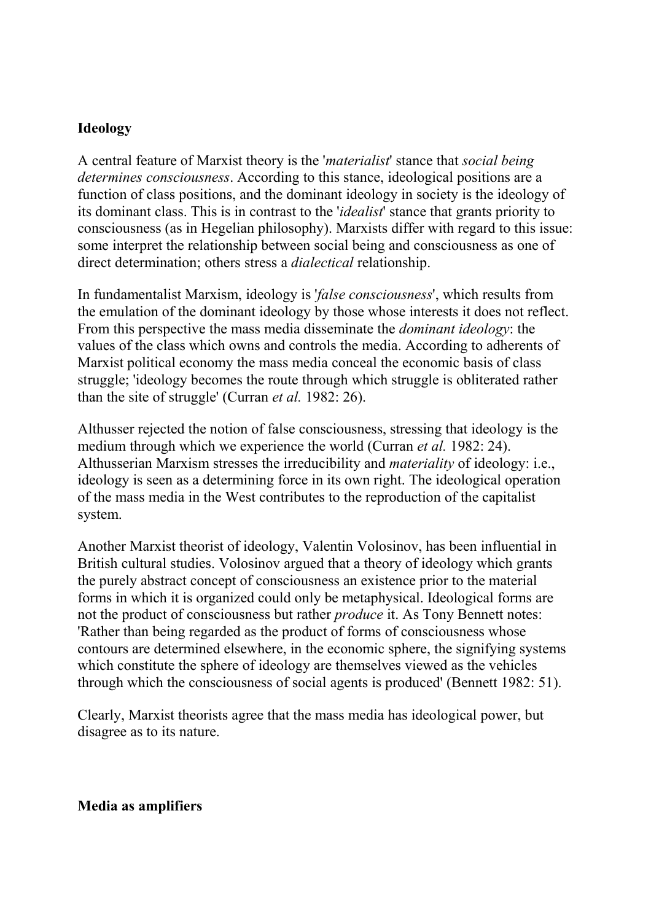**Ideology**

A central feature of Marxist theory is the '*materialist*' stance that *social being determines consciousness*. According to this stance, ideological positions are a function of class positions, and the dominant ideology in society is the ideology of its dominant class. This is in contrast to the '*idealist*' stance that grants priority to consciousness (as in Hegelian philosophy). Marxists differ with regard to this issue: some interpret the relationship between social being and consciousness as one of direct determination; others stress a *dialectical* relationship.

In fundamentalist Marxism, ideology is '*false consciousness*', which results from the emulation of the dominant ideology by those whose interests it does not reflect. From this perspective the mass media disseminate the *dominant ideology*: the values of the class which owns and controls the media. According to adherents of Marxist political economy the mass media conceal the economic basis of class struggle; 'ideology becomes the route through which struggle is obliterated rather than the site of struggle' (Curran *et al.* 1982: 26).

Althusser rejected the notion of false consciousness, stressing that ideology is the medium through which we experience the world (Curran *et al.* 1982: 24). Althusserian Marxism stresses the irreducibility and *materiality* of ideology: i.e., ideology is seen as a determining force in its own right. The ideological operation of the mass media in the West contributes to the reproduction of the capitalist system.

Another Marxist theorist of ideology, Valentin Volosinov, has been influential in British cultural studies. Volosinov argued that a theory of ideology which grants the purely abstract concept of consciousness an existence prior to the material forms in which it is organized could only be metaphysical. Ideological forms are not the product of consciousness but rather *produce* it. As Tony Bennett notes: 'Rather than being regarded as the product of forms of consciousness whose contours are determined elsewhere, in the economic sphere, the signifying systems which constitute the sphere of ideology are themselves viewed as the vehicles through which the consciousness of social agents is produced' (Bennett 1982: 51).

Clearly, Marxist theorists agree that the mass media has ideological power, but disagree as to its nature.

**Media as amplifiers**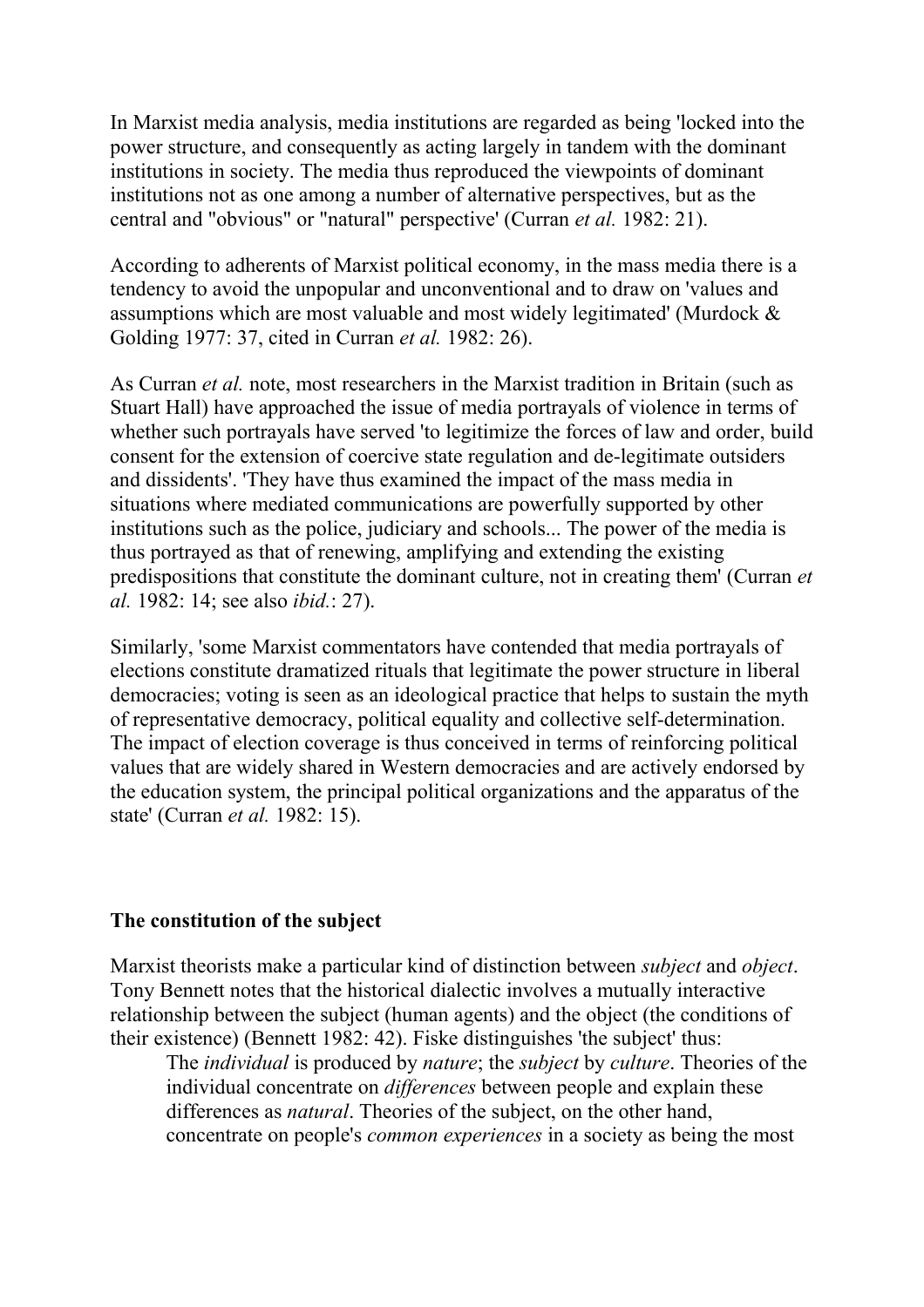In Marxist media analysis, media institutions are regarded as being 'locked into the power structure, and consequently as acting largely in tandem with the dominant institutions in society. The media thus reproduced the viewpoints of dominant institutions not as one among a number of alternative perspectives, but as the central and "obvious" or "natural" perspective' (Curran *et al.* 1982: 21).

According to adherents of Marxist political economy, in the mass media there is a tendency to avoid the unpopular and unconventional and to draw on 'values and assumptions which are most valuable and most widely legitimated' (Murdock & Golding 1977: 37, cited in Curran *et al.* 1982: 26).

As Curran *et al.* note, most researchers in the Marxist tradition in Britain (such as Stuart Hall) have approached the issue of media portrayals of violence in terms of whether such portrayals have served 'to legitimize the forces of law and order, build consent for the extension of coercive state regulation and de-legitimate outsiders and dissidents'. 'They have thus examined the impact of the mass media in situations where mediated communications are powerfully supported by other institutions such as the police, judiciary and schools... The power of the media is thus portrayed as that of renewing, amplifying and extending the existing predispositions that constitute the dominant culture, not in creating them' (Curran *et al.* 1982: 14; see also *ibid.*: 27).

Similarly, 'some Marxist commentators have contended that media portrayals of elections constitute dramatized rituals that legitimate the power structure in liberal democracies; voting is seen as an ideological practice that helps to sustain the myth of representative democracy, political equality and collective self-determination. The impact of election coverage is thus conceived in terms of reinforcing political values that are widely shared in Western democracies and are actively endorsed by the education system, the principal political organizations and the apparatus of the state' (Curran *et al.* 1982: 15).

**The constitution of the subject**

Marxist theorists make a particular kind of distinction between *subject* and *object*. Tony Bennett notes that the historical dialectic involves a mutually interactive relationship between the subject (human agents) and the object (the conditions of their existence) (Bennett 1982: 42). Fiske distinguishes 'the subject' thus:

> The *individual* is produced by *nature*; the *subject* by *culture*. Theories of the individual concentrate on *differences* between people and explain these differences as *natural*. Theories of the subject, on the other hand, concentrate on people's *common experiences* in a society as being the most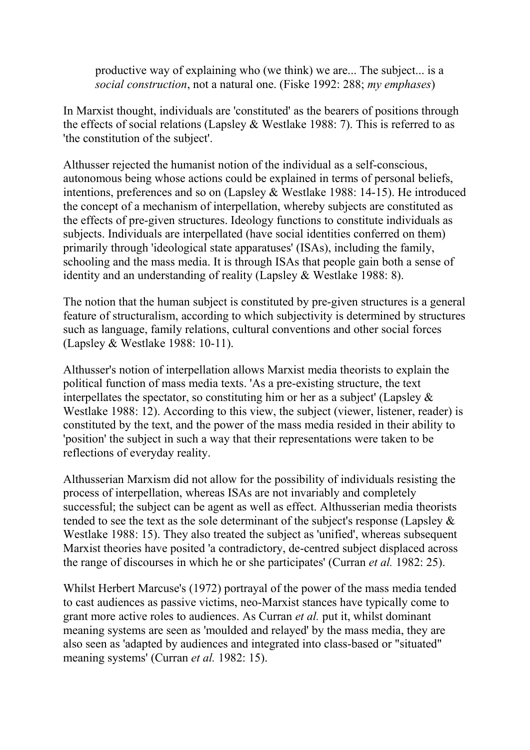productive way of explaining who (we think) we are... The subject... is a *social construction*, not a natural one. (Fiske 1992: 288; *my emphases*)

In Marxist thought, individuals are 'constituted' as the bearers of positions through the effects of social relations (Lapsley & Westlake 1988: 7). This is referred to as 'the constitution of the subject'.

Althusser rejected the humanist notion of the individual as a self-conscious, autonomous being whose actions could be explained in terms of personal beliefs, intentions, preferences and so on (Lapsley & Westlake 1988: 14-15). He introduced the concept of a mechanism of interpellation, whereby subjects are constituted as the effects of pre-given structures. Ideology functions to constitute individuals as subjects. Individuals are interpellated (have social identities conferred on them) primarily through 'ideological state apparatuses' (ISAs), including the family, schooling and the mass media. It is through ISAs that people gain both a sense of identity and an understanding of reality (Lapsley & Westlake 1988: 8).

The notion that the human subject is constituted by pre-given structures is a general feature of structuralism, according to which subjectivity is determined by structures such as language, family relations, cultural conventions and other social forces (Lapsley & Westlake 1988: 10-11).

Althusser's notion of interpellation allows Marxist media theorists to explain the political function of mass media texts. 'As a pre-existing structure, the text interpellates the spectator, so constituting him or her as a subject' (Lapsley & Westlake 1988: 12). According to this view, the subject (viewer, listener, reader) is constituted by the text, and the power of the mass media resided in their ability to 'position' the subject in such a way that their representations were taken to be reflections of everyday reality.

Althusserian Marxism did not allow for the possibility of individuals resisting the process of interpellation, whereas ISAs are not invariably and completely successful; the subject can be agent as well as effect. Althusserian media theorists tended to see the text as the sole determinant of the subject's response (Lapsley & Westlake 1988: 15). They also treated the subject as 'unified', whereas subsequent Marxist theories have posited 'a contradictory, de-centred subject displaced across the range of discourses in which he or she participates' (Curran *et al.* 1982: 25).

Whilst Herbert Marcuse's (1972) portrayal of the power of the mass media tended to cast audiences as passive victims, neo-Marxist stances have typically come to grant more active roles to audiences. As Curran *et al.* put it, whilst dominant meaning systems are seen as 'moulded and relayed' by the mass media, they are also seen as 'adapted by audiences and integrated into class-based or "situated" meaning systems' (Curran *et al.* 1982: 15).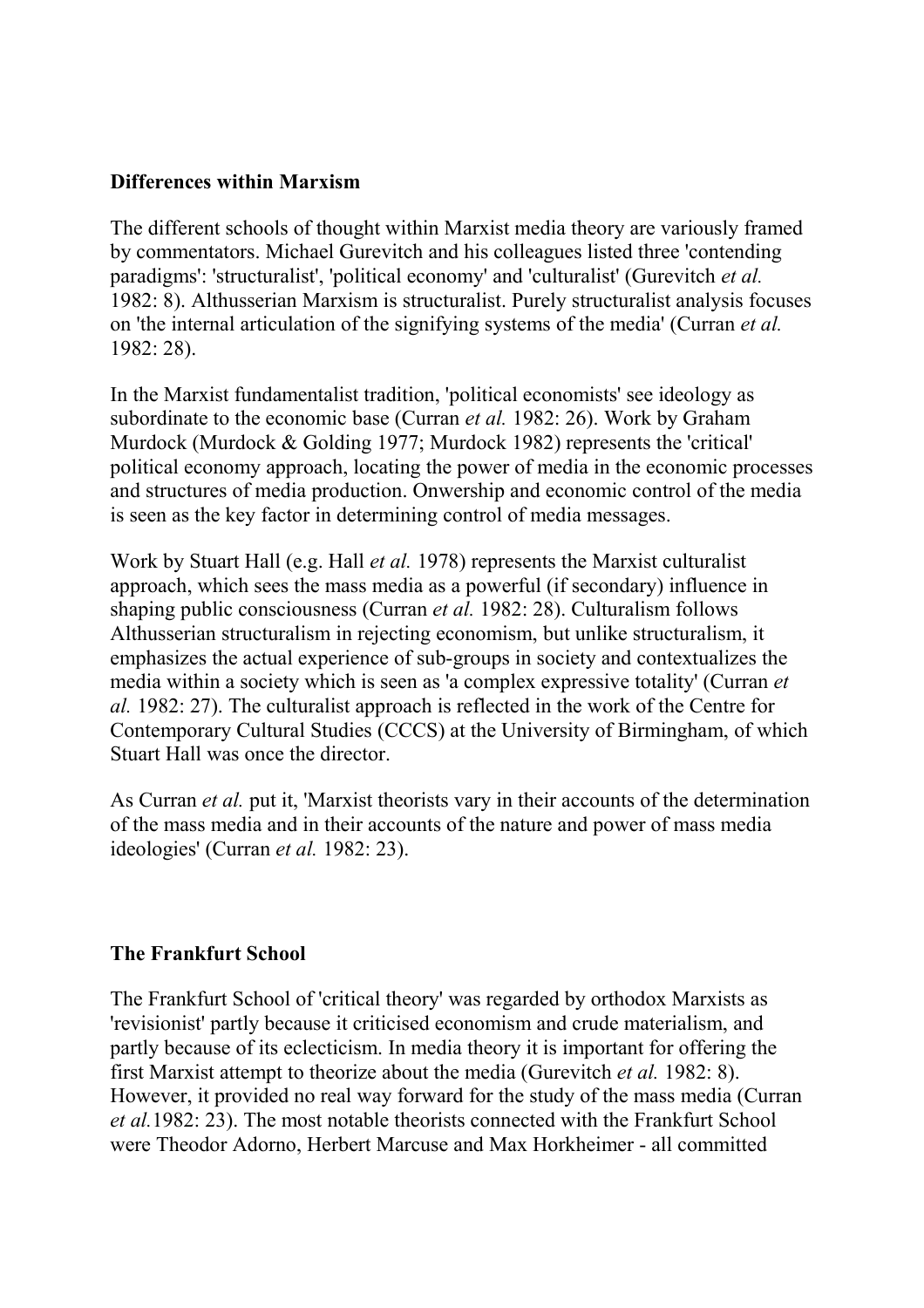## Differences within Marxism

The different schools of thought within Marxist media theory are variously framed by commentators. Michael Gurevitch and his colleagues listed three 'contending paradigms': 'structuralist', 'political economy' and 'culturalist' (Gurevitch *et al.* 1982: 8). Althusserian Marxism is structuralist. Purely structuralist analysis focuses on 'the internal articulation of the signifying systems of the media' (Curran *et al.* 1982: 28).

In the Marxist fundamentalist tradition, 'political economists' see ideology as subordinate to the economic base (Curran *et al.* 1982: 26). Work by Graham Murdock (Murdock & Golding 1977; Murdock 1982) represents the 'critical' political economy approach, locating the power of media in the economic processes and structures of media production. Onwership and economic control of the media is seen as the key factor in determining control of media messages.

Work by Stuart Hall (e.g. Hall *et al.* 1978) represents the Marxist culturalist approach, which sees the mass media as a powerful (if secondary) influence in shaping public consciousness (Curran *et al.* 1982: 28). Culturalism follows Althusserian structuralism in rejecting economism, but unlike structuralism, it emphasizes the actual experience of sub-groups in society and contextualizes the media within a society which is seen as 'a complex expressive totality' (Curran *et al.* 1982: 27). The culturalist approach is reflected in the work of the Centre for Contemporary Cultural Studies (CCCS) at the University of Birmingham, of which Stuart Hall was once the director.

As Curran *et al.* put it, 'Marxist theorists vary in their accounts of the determination of the mass media and in their accounts of the nature and power of mass media ideologies' (Curran *et al.* 1982: 23).

## The Frankfurt School

The Frankfurt School of 'critical theory' was regarded by orthodox Marxists as 'revisionist' partly because it criticised economism and crude materialism, and partly because of its eclecticism. In media theory it is important for offering the first Marxist attempt to theorize about the media (Gurevitch *et al.* 1982: 8). However, it provided no real way forward for the study of the mass media (Curran *et al.*1982: 23). The most notable theorists connected with the Frankfurt School were Theodor Adorno, Herbert Marcuse and Max Horkheimer - all committed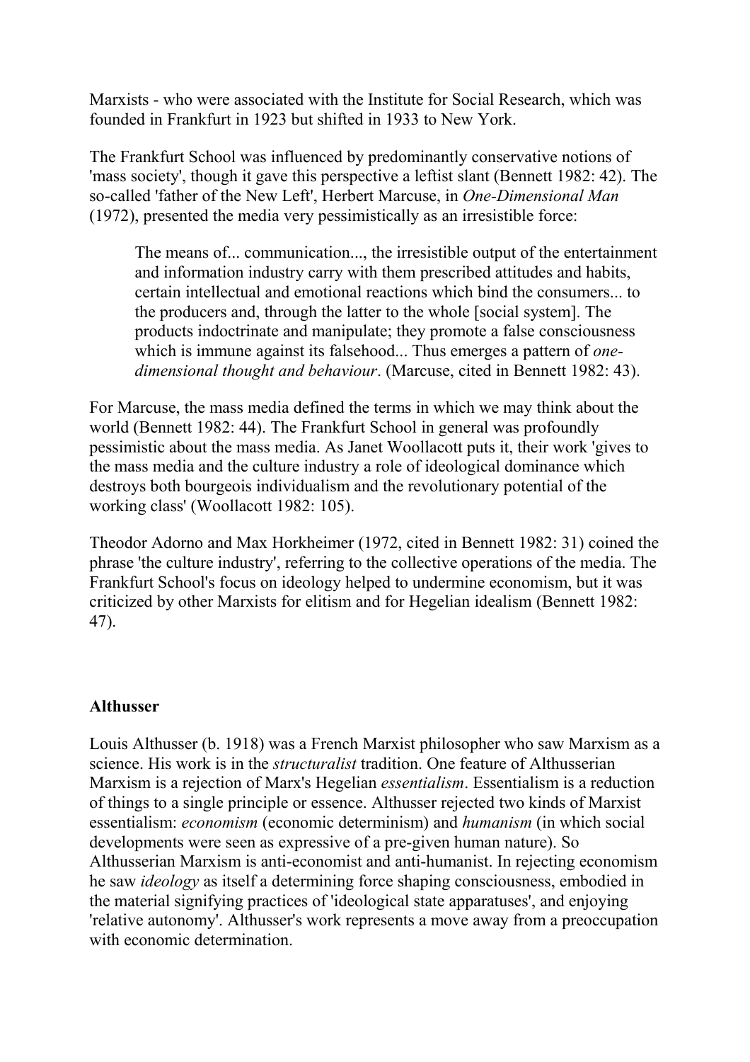Marxists - who were associated with the Institute for Social Research, which was founded in Frankfurt in 1923 but shifted in 1933 to New York.

The Frankfurt School was influenced by predominantly conservative notions of 'mass society', though it gave this perspective a leftist slant (Bennett 1982: 42). The so-called 'father of the New Left', Herbert Marcuse, in *One-Dimensional Man* (1972), presented the media very pessimistically as an irresistible force:

> The means of... communication..., the irresistible output of the entertainment and information industry carry with them prescribed attitudes and habits, certain intellectual and emotional reactions which bind the consumers... to the producers and, through the latter to the whole [social system]. The products indoctrinate and manipulate; they promote a false consciousness which is immune against its falsehood... Thus emerges a pattern of *one-dimensional thought and behaviour*. (Marcuse, cited in Bennett 1982: 43).

For Marcuse, the mass media defined the terms in which we may think about the world (Bennett 1982: 44). The Frankfurt School in general was profoundly pessimistic about the mass media. As Janet Woollacott puts it, their work 'gives to the mass media and the culture industry a role of ideological dominance which destroys both bourgeois individualism and the revolutionary potential of the working class' (Woollacott 1982: 105).

Theodor Adorno and Max Horkheimer (1972, cited in Bennett 1982: 31) coined the phrase 'the culture industry', referring to the collective operations of the media. The Frankfurt School's focus on ideology helped to undermine economism, but it was criticized by other Marxists for elitism and for Hegelian idealism (Bennett 1982: 47).

**Althusser**

Louis Althusser (b. 1918) was a French Marxist philosopher who saw Marxism as a science. His work is in the *structuralist* tradition. One feature of Althusserian Marxism is a rejection of Marx's Hegelian *essentialism*. Essentialism is a reduction of things to a single principle or essence. Althusser rejected two kinds of Marxist essentialism: *economism* (economic determinism) and *humanism* (in which social developments were seen as expressive of a pre-given human nature). So Althusserian Marxism is anti-economist and anti-humanist. In rejecting economism he saw *ideology* as itself a determining force shaping consciousness, embodied in the material signifying practices of 'ideological state apparatuses', and enjoying 'relative autonomy'. Althusser's work represents a move away from a preoccupation with economic determination.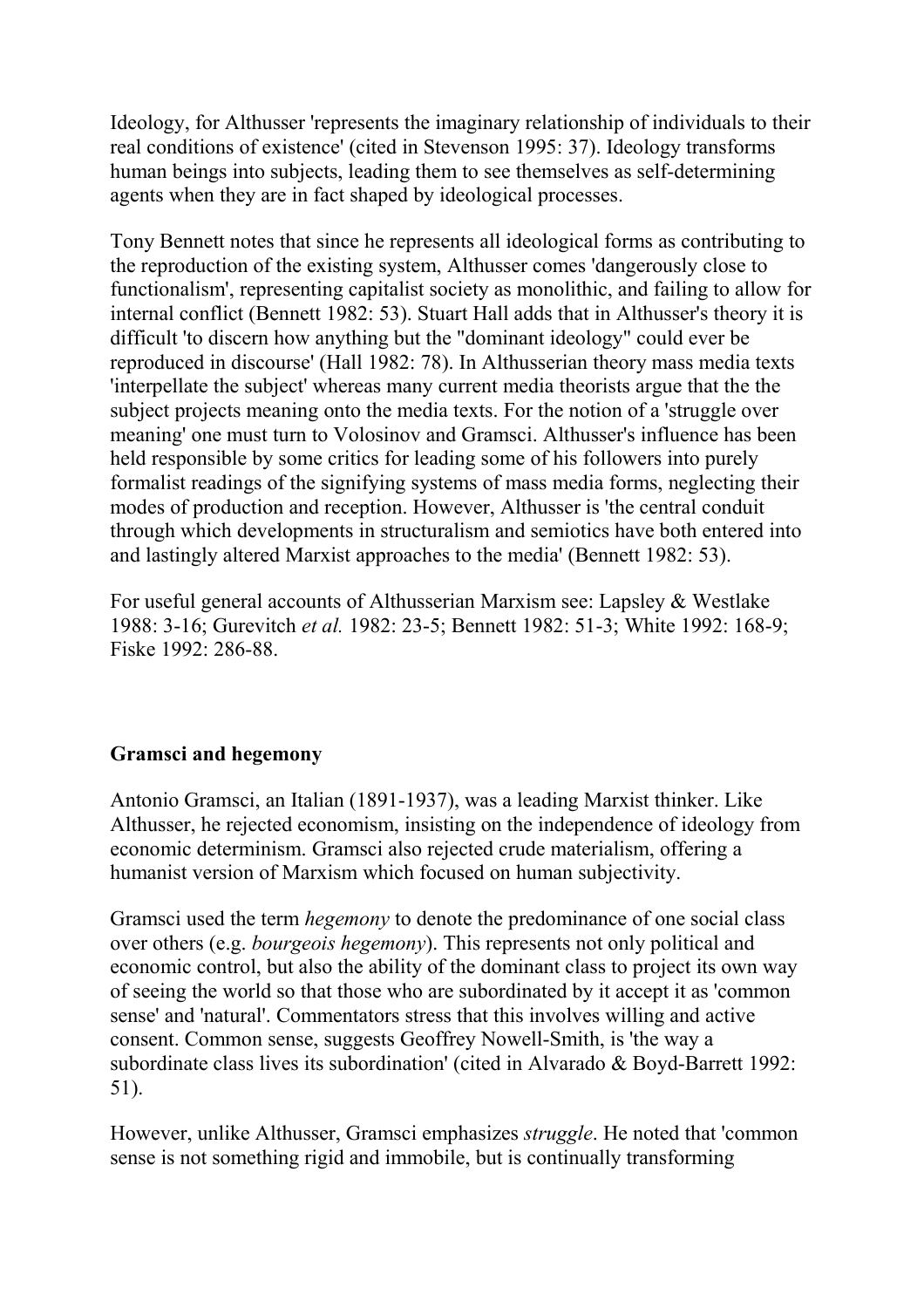Ideology, for Althusser 'represents the imaginary relationship of individuals to their real conditions of existence' (cited in Stevenson 1995: 37). Ideology transforms human beings into subjects, leading them to see themselves as self-determining agents when they are in fact shaped by ideological processes.

Tony Bennett notes that since he represents all ideological forms as contributing to the reproduction of the existing system, Althusser comes 'dangerously close to functionalism', representing capitalist society as monolithic, and failing to allow for internal conflict (Bennett 1982: 53). Stuart Hall adds that in Althusser's theory it is difficult 'to discern how anything but the "dominant ideology" could ever be reproduced in discourse' (Hall 1982: 78). In Althusserian theory mass media texts 'interpellate the subject' whereas many current media theorists argue that the the subject projects meaning onto the media texts. For the notion of a 'struggle over meaning' one must turn to Volosinov and Gramsci. Althusser's influence has been held responsible by some critics for leading some of his followers into purely formalist readings of the signifying systems of mass media forms, neglecting their modes of production and reception. However, Althusser is 'the central conduit through which developments in structuralism and semiotics have both entered into and lastingly altered Marxist approaches to the media' (Bennett 1982: 53).

For useful general accounts of Althusserian Marxism see: Lapsley & Westlake 1988: 3-16; Gurevitch *et al.* 1982: 23-5; Bennett 1982: 51-3; White 1992: 168-9; Fiske 1992: 286-88.

**Gramsci and hegemony**

Antonio Gramsci, an Italian (1891-1937), was a leading Marxist thinker. Like Althusser, he rejected economism, insisting on the independence of ideology from economic determinism. Gramsci also rejected crude materialism, offering a humanist version of Marxism which focused on human subjectivity.

Gramsci used the term *hegemony* to denote the predominance of one social class over others (e.g. *bourgeois hegemony*). This represents not only political and economic control, but also the ability of the dominant class to project its own way of seeing the world so that those who are subordinated by it accept it as 'common sense' and 'natural'. Commentators stress that this involves willing and active consent. Common sense, suggests Geoffrey Nowell-Smith, is 'the way a subordinate class lives its subordination' (cited in Alvarado & Boyd-Barrett 1992: 51).

However, unlike Althusser, Gramsci emphasizes *struggle*. He noted that 'common sense is not something rigid and immobile, but is continually transforming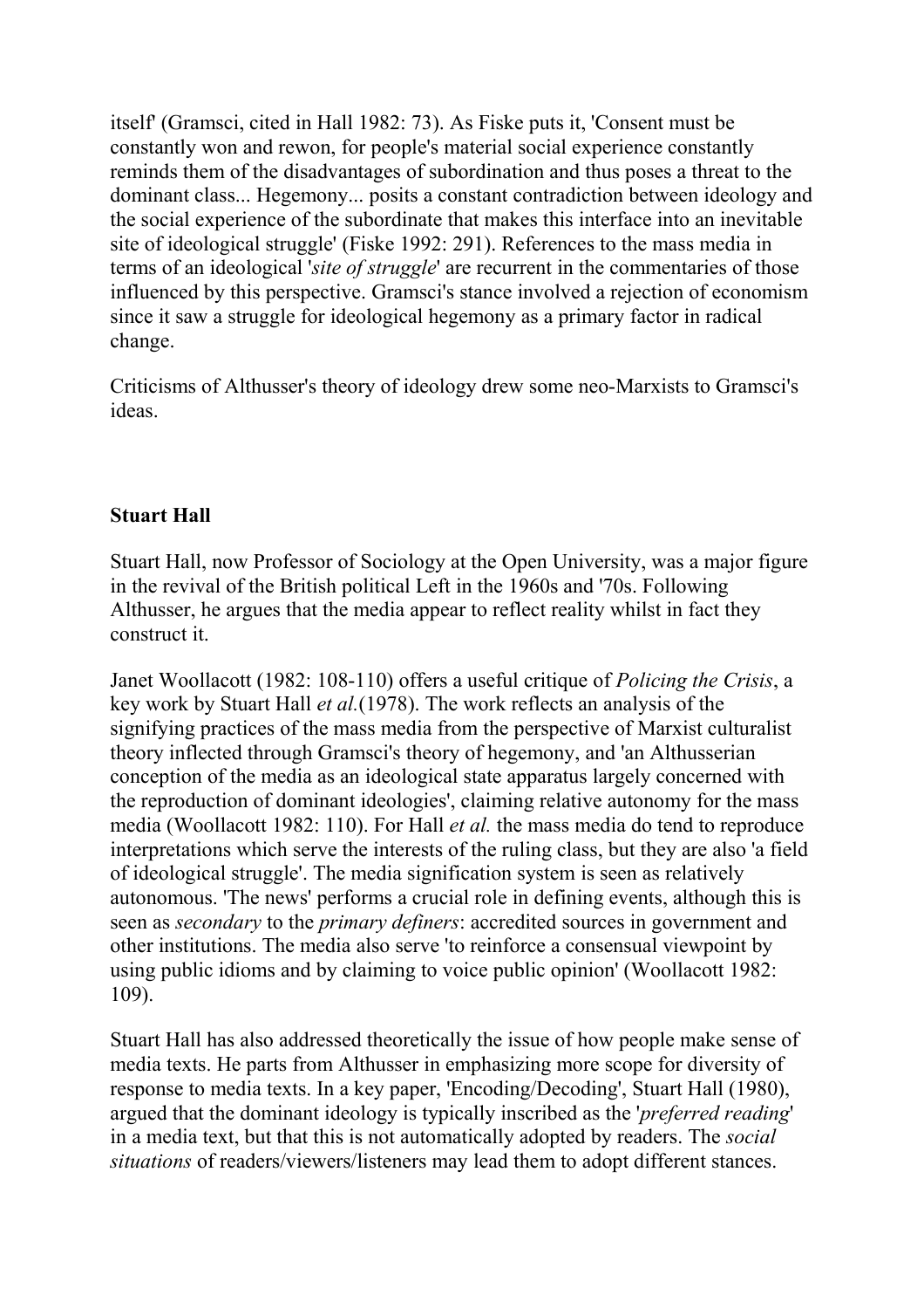itself' (Gramsci, cited in Hall 1982: 73). As Fiske puts it, 'Consent must be constantly won and rewon, for people's material social experience constantly reminds them of the disadvantages of subordination and thus poses a threat to the dominant class... Hegemony... posits a constant contradiction between ideology and the social experience of the subordinate that makes this interface into an inevitable site of ideological struggle' (Fiske 1992: 291). References to the mass media in terms of an ideological '*site of struggle*' are recurrent in the commentaries of those influenced by this perspective. Gramsci's stance involved a rejection of economism since it saw a struggle for ideological hegemony as a primary factor in radical change.

Criticisms of Althusser's theory of ideology drew some neo-Marxists to Gramsci's ideas.

**Stuart Hall**

Stuart Hall, now Professor of Sociology at the Open University, was a major figure in the revival of the British political Left in the 1960s and '70s. Following Althusser, he argues that the media appear to reflect reality whilst in fact they construct it.

Janet Woollacott (1982: 108-110) offers a useful critique of *Policing the Crisis*, a key work by Stuart Hall *et al.*(1978). The work reflects an analysis of the signifying practices of the mass media from the perspective of Marxist culturalist theory inflected through Gramsci's theory of hegemony, and 'an Althusserian conception of the media as an ideological state apparatus largely concerned with the reproduction of dominant ideologies', claiming relative autonomy for the mass media (Woollacott 1982: 110). For Hall *et al.* the mass media do tend to reproduce interpretations which serve the interests of the ruling class, but they are also 'a field of ideological struggle'. The media signification system is seen as relatively autonomous. 'The news' performs a crucial role in defining events, although this is seen as *secondary* to the *primary definers*: accredited sources in government and other institutions. The media also serve 'to reinforce a consensual viewpoint by using public idioms and by claiming to voice public opinion' (Woollacott 1982: 109).

Stuart Hall has also addressed theoretically the issue of how people make sense of media texts. He parts from Althusser in emphasizing more scope for diversity of response to media texts. In a key paper, 'Encoding/Decoding', Stuart Hall (1980), argued that the dominant ideology is typically inscribed as the '*preferred reading*' in a media text, but that this is not automatically adopted by readers. The *social situations* of readers/viewers/listeners may lead them to adopt different stances.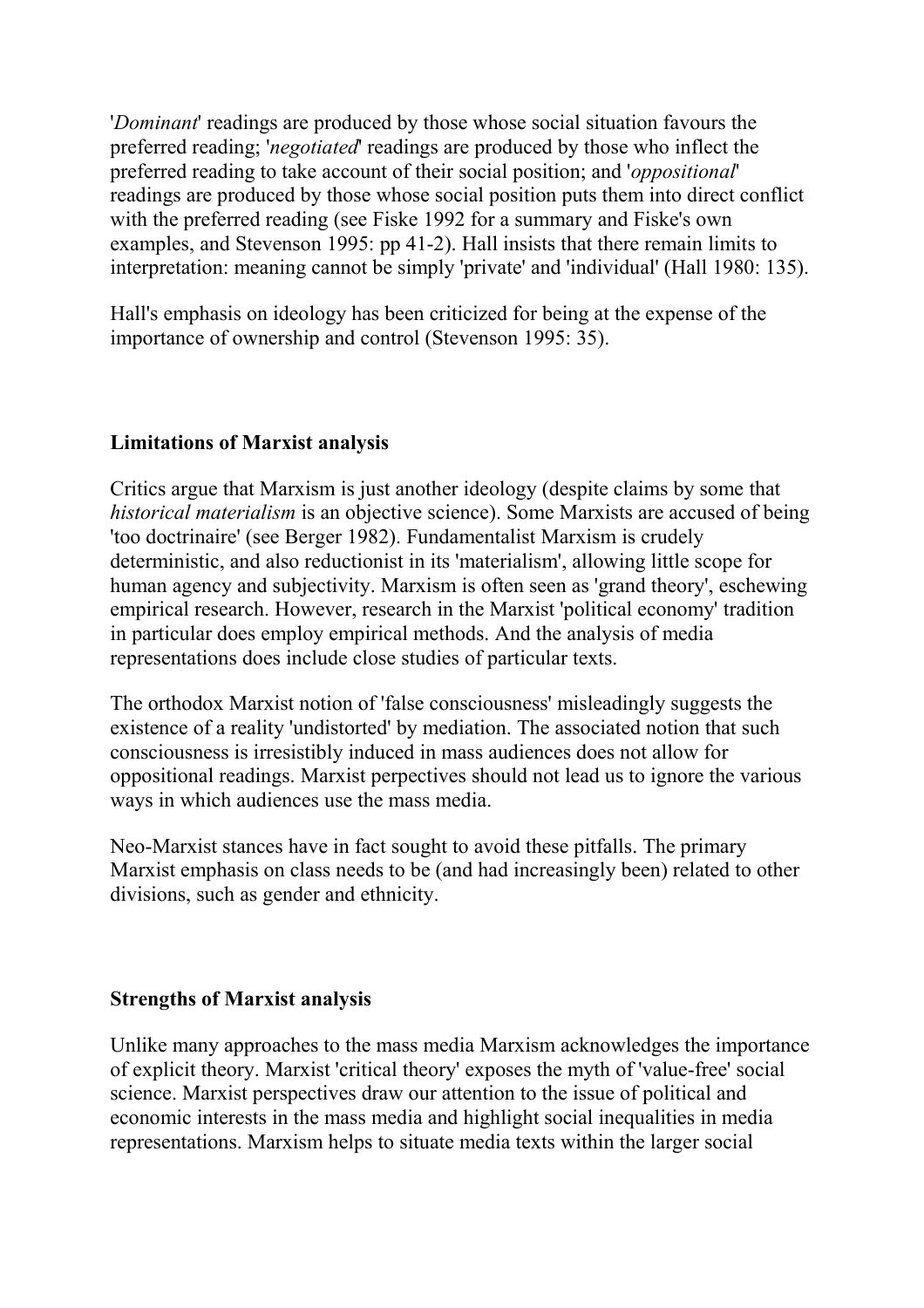'*Dominant*' readings are produced by those whose social situation favours the preferred reading; '*negotiated*' readings are produced by those who inflect the preferred reading to take account of their social position; and '*oppositional*' readings are produced by those whose social position puts them into direct conflict with the preferred reading (see Fiske 1992 for a summary and Fiske's own examples, and Stevenson 1995: pp 41-2). Hall insists that there remain limits to interpretation: meaning cannot be simply 'private' and 'individual' (Hall 1980: 135).

Hall's emphasis on ideology has been criticized for being at the expense of the importance of ownership and control (Stevenson 1995: 35).

**Limitations of Marxist analysis**

Critics argue that Marxism is just another ideology (despite claims by some that *historical materialism* is an objective science). Some Marxists are accused of being 'too doctrinaire' (see Berger 1982). Fundamentalist Marxism is crudely deterministic, and also reductionist in its 'materialism', allowing little scope for human agency and subjectivity. Marxism is often seen as 'grand theory', eschewing empirical research. However, research in the Marxist 'political economy' tradition in particular does employ empirical methods. And the analysis of media representations does include close studies of particular texts.

The orthodox Marxist notion of 'false consciousness' misleadingly suggests the existence of a reality 'undistorted' by mediation. The associated notion that such consciousness is irresistibly induced in mass audiences does not allow for oppositional readings. Marxist perpectives should not lead us to ignore the various ways in which audiences use the mass media.

Neo-Marxist stances have in fact sought to avoid these pitfalls. The primary Marxist emphasis on class needs to be (and had increasingly been) related to other divisions, such as gender and ethnicity.

**Strengths of Marxist analysis**

Unlike many approaches to the mass media Marxism acknowledges the importance of explicit theory. Marxist 'critical theory' exposes the myth of 'value-free' social science. Marxist perspectives draw our attention to the issue of political and economic interests in the mass media and highlight social inequalities in media representations. Marxism helps to situate media texts within the larger social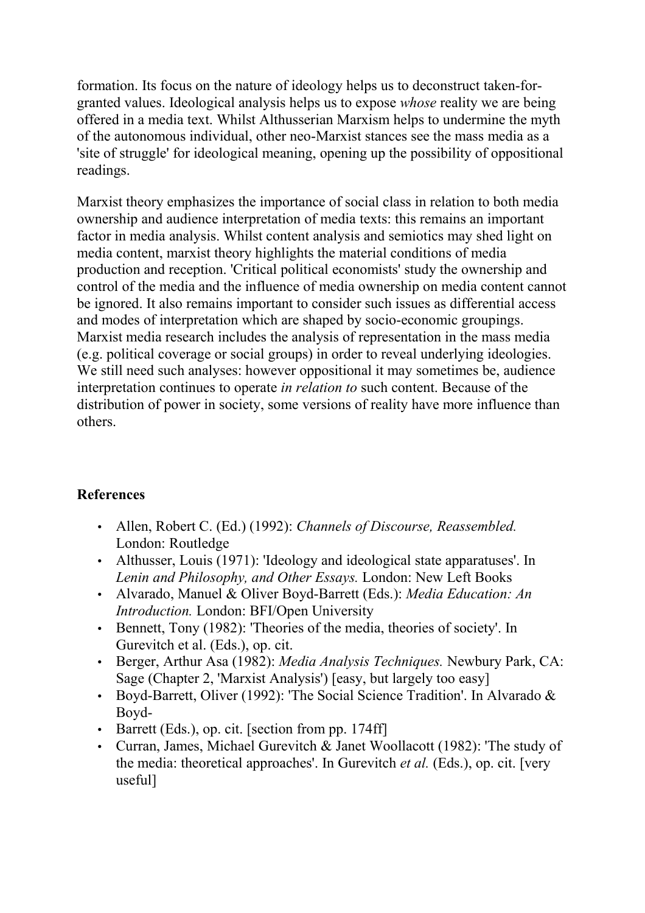formation. Its focus on the nature of ideology helps us to deconstruct taken-for-granted values. Ideological analysis helps us to expose *whose* reality we are being offered in a media text. Whilst Althusserian Marxism helps to undermine the myth of the autonomous individual, other neo-Marxist stances see the mass media as a 'site of struggle' for ideological meaning, opening up the possibility of oppositional readings.

Marxist theory emphasizes the importance of social class in relation to both media ownership and audience interpretation of media texts: this remains an important factor in media analysis. Whilst content analysis and semiotics may shed light on media content, marxist theory highlights the material conditions of media production and reception. 'Critical political economists' study the ownership and control of the media and the influence of media ownership on media content cannot be ignored. It also remains important to consider such issues as differential access and modes of interpretation which are shaped by socio-economic groupings. Marxist media research includes the analysis of representation in the mass media (e.g. political coverage or social groups) in order to reveal underlying ideologies. We still need such analyses: however oppositional it may sometimes be, audience interpretation continues to operate *in relation to* such content. Because of the distribution of power in society, some versions of reality have more influence than others.

**References**

- Allen, Robert C. (Ed.) (1992): *Channels of Discourse, Reassembled.* London: Routledge
- Althusser, Louis (1971): 'Ideology and ideological state apparatuses'. In *Lenin and Philosophy, and Other Essays.* London: New Left Books
- Alvarado, Manuel & Oliver Boyd-Barrett (Eds.): *Media Education: An Introduction.* London: BFI/Open University
- Bennett, Tony (1982): 'Theories of the media, theories of society'. In Gurevitch et al. (Eds.), op. cit.
- Berger, Arthur Asa (1982): *Media Analysis Techniques.* Newbury Park, CA: Sage (Chapter 2, 'Marxist Analysis') [easy, but largely too easy]
- Boyd-Barrett, Oliver (1992): 'The Social Science Tradition'. In Alvarado & Boyd-
- Barrett (Eds.), op. cit. [section from pp. 174ff]
- Curran, James, Michael Gurevitch & Janet Woollacott (1982): 'The study of the media: theoretical approaches'. In Gurevitch *et al.* (Eds.), op. cit. [very useful]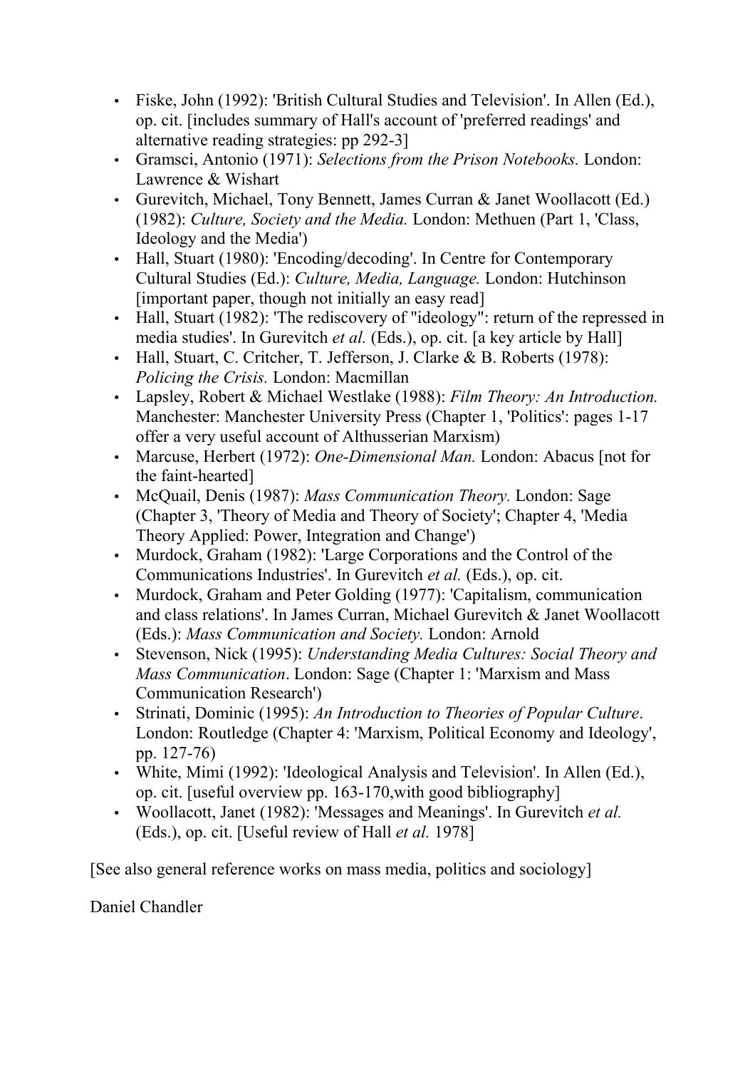- Fiske, John (1992): 'British Cultural Studies and Television'. In Allen (Ed.), op. cit. [includes summary of Hall's account of 'preferred readings' and alternative reading strategies: pp 292-3]
- Gramsci, Antonio (1971): *Selections from the Prison Notebooks.* London: Lawrence & Wishart
- Gurevitch, Michael, Tony Bennett, James Curran & Janet Woollacott (Ed.) (1982): *Culture, Society and the Media.* London: Methuen (Part 1, 'Class, Ideology and the Media')
- Hall, Stuart (1980): 'Encoding/decoding'. In Centre for Contemporary Cultural Studies (Ed.): *Culture, Media, Language.* London: Hutchinson [important paper, though not initially an easy read]
- Hall, Stuart (1982): 'The rediscovery of "ideology": return of the repressed in media studies'. In Gurevitch *et al.* (Eds.), op. cit. [a key article by Hall]
- Hall, Stuart, C. Critcher, T. Jefferson, J. Clarke & B. Roberts (1978): *Policing the Crisis.* London: Macmillan
- Lapsley, Robert & Michael Westlake (1988): *Film Theory: An Introduction.* Manchester: Manchester University Press (Chapter 1, 'Politics': pages 1-17 offer a very useful account of Althusserian Marxism)
- Marcuse, Herbert (1972): *One-Dimensional Man.* London: Abacus [not for the faint-hearted]
- McQuail, Denis (1987): *Mass Communication Theory.* London: Sage (Chapter 3, 'Theory of Media and Theory of Society'; Chapter 4, 'Media Theory Applied: Power, Integration and Change')
- Murdock, Graham (1982): 'Large Corporations and the Control of the Communications Industries'. In Gurevitch *et al.* (Eds.), op. cit.
- Murdock, Graham and Peter Golding (1977): 'Capitalism, communication and class relations'. In James Curran, Michael Gurevitch & Janet Woollacott (Eds.): *Mass Communication and Society.* London: Arnold
- Stevenson, Nick (1995): *Understanding Media Cultures: Social Theory and Mass Communication*. London: Sage (Chapter 1: 'Marxism and Mass Communication Research')
- Strinati, Dominic (1995): *An Introduction to Theories of Popular Culture*. London: Routledge (Chapter 4: 'Marxism, Political Economy and Ideology', pp. 127-76)
- White, Mimi (1992): 'Ideological Analysis and Television'. In Allen (Ed.), op. cit. [useful overview pp. 163-170,with good bibliography]
- Woollacott, Janet (1982): 'Messages and Meanings'. In Gurevitch *et al.* (Eds.), op. cit. [Useful review of Hall *et al.* 1978]

[See also general reference works on mass media, politics and sociology]

Daniel Chandler